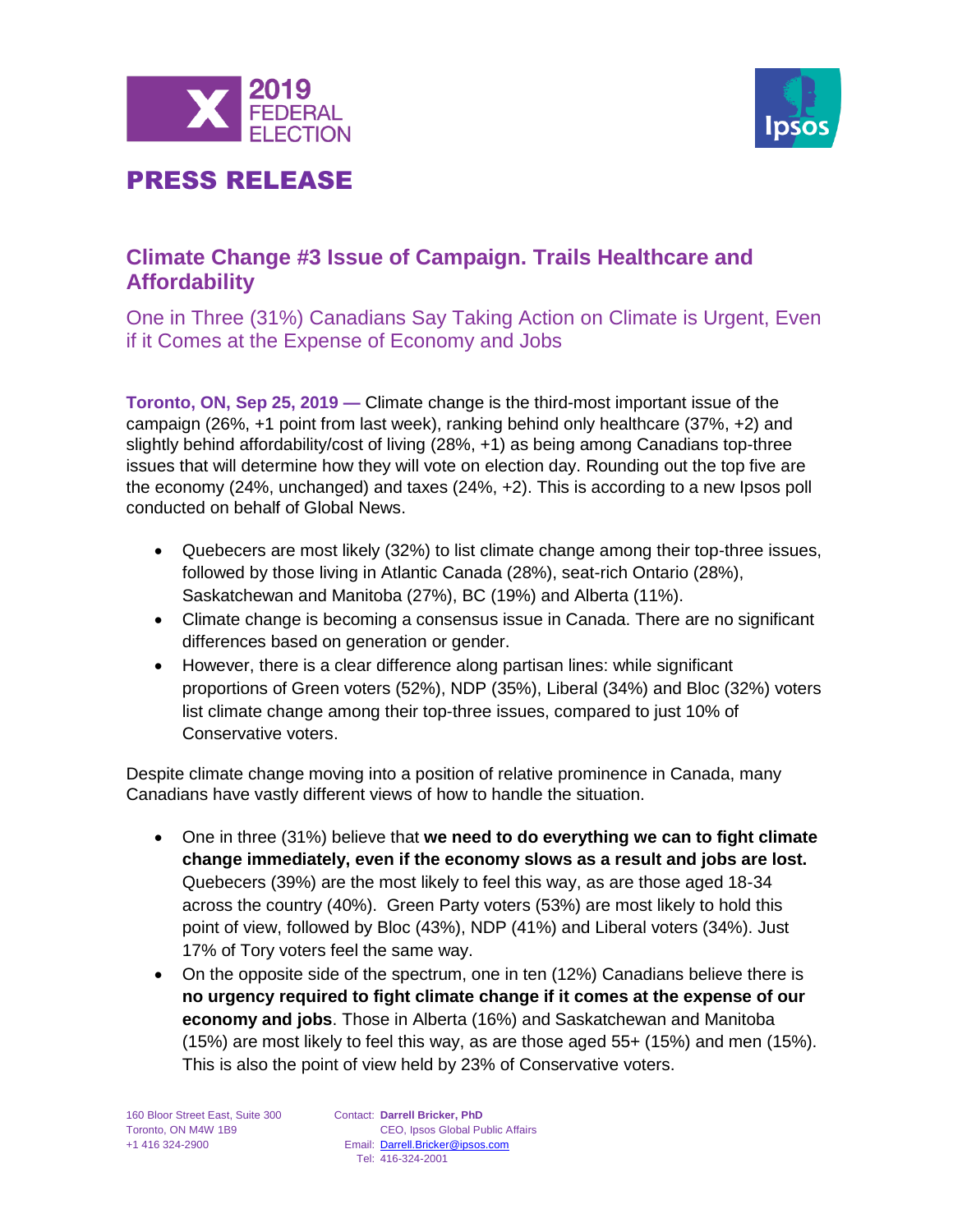2019 FEDERAL ELECTION

# PRESS RELEASE

## Climate Change #3 Issue of Campaign. Trails Healthcare and Affordability

### One in Three (31%) Canadians Say Taking Action on Climate is Urgent, Even if it Comes at the Expense of Economy and Jobs

**Toronto, ON, Sep 25, 2019 —** Climate change is the third-most important issue of the campaign (26%, +1 point from last week), ranking behind only healthcare (37%, +2) and slightly behind affordability/cost of living (28%, +1) as being among Canadians top-three issues that will determine how they will vote on election day. Rounding out the top five are the economy (24%, unchanged) and taxes (24%, +2). This is according to a new Ipsos poll conducted on behalf of Global News.

- Quebecers are most likely (32%) to list climate change among their top-three issues, followed by those living in Atlantic Canada (28%), seat-rich Ontario (28%), Saskatchewan and Manitoba (27%), BC (19%) and Alberta (11%).
- Climate change is becoming a consensus issue in Canada. There are no significant differences based on generation or gender.
- However, there is a clear difference along partisan lines: while significant proportions of Green voters (52%), NDP (35%), Liberal (34%) and Bloc (32%) voters list climate change among their top-three issues, compared to just 10% of Conservative voters.

Despite climate change moving into a position of relative prominence in Canada, many Canadians have vastly different views of how to handle the situation.

- One in three (31%) believe that **we need to do everything we can to fight climate change immediately, even if the economy slows as a result and jobs are lost.** Quebecers (39%) are the most likely to feel this way, as are those aged 18-34 across the country (40%). Green Party voters (53%) are most likely to hold this point of view, followed by Bloc (43%), NDP (41%) and Liberal voters (34%). Just 17% of Tory voters feel the same way.
- On the opposite side of the spectrum, one in ten (12%) Canadians believe there is **no urgency required to fight climate change if it comes at the expense of our economy and jobs**. Those in Alberta (16%) and Saskatchewan and Manitoba (15%) are most likely to feel this way, as are those aged 55+ (15%) and men (15%). This is also the point of view held by 23% of Conservative voters.

160 Bloor Street East, Suite 300
Toronto, ON M4W 1B9
+1 416 324-2900

Contact: **Darrell Bricker, PhD**
CEO, Ipsos Global Public Affairs
Email: Darrell.Bricker@ipsos.com
Tel: 416-324-2001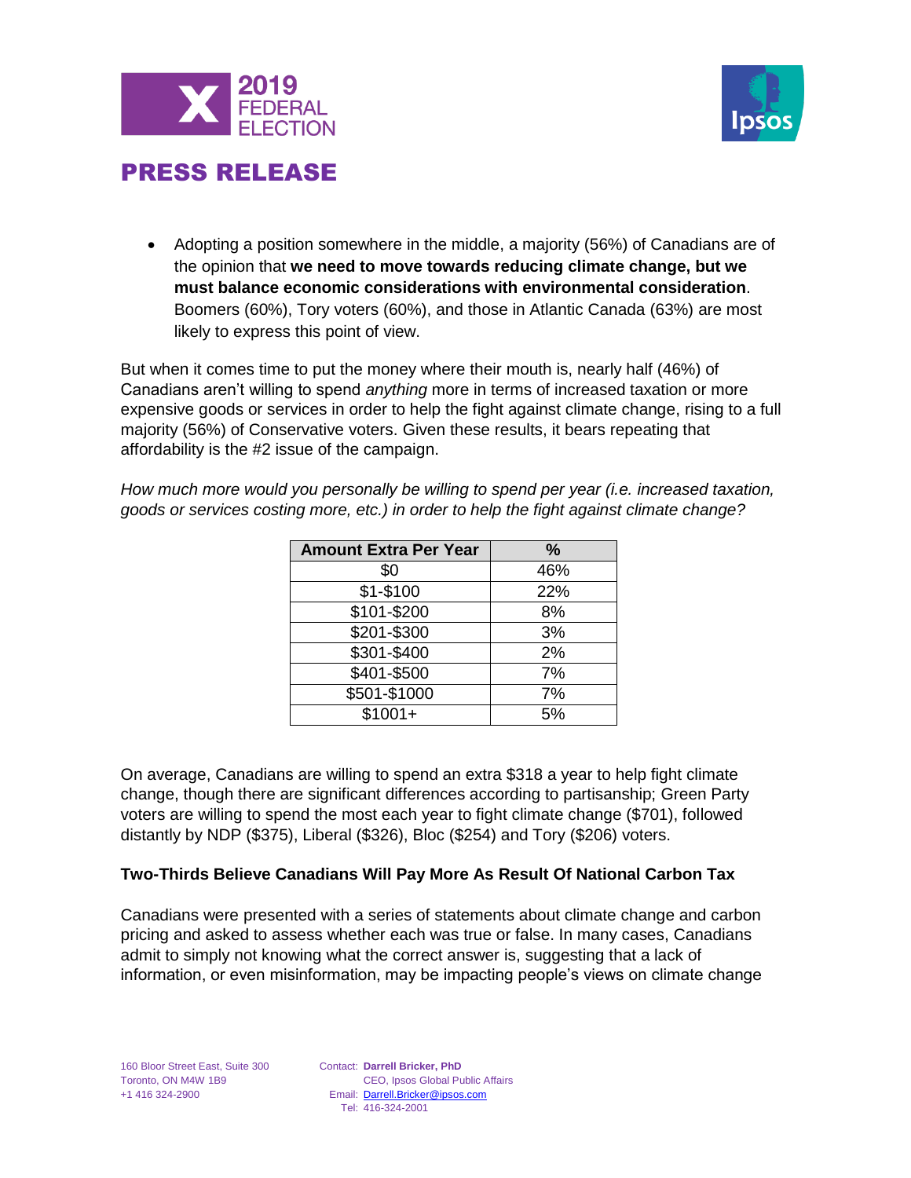- Adopting a position somewhere in the middle, a majority (56%) of Canadians are of the opinion that **we need to move towards reducing climate change, but we must balance economic considerations with environmental consideration**. Boomers (60%), Tory voters (60%), and those in Atlantic Canada (63%) are most likely to express this point of view.

But when it comes time to put the money where their mouth is, nearly half (46%) of Canadians aren't willing to spend *anything* more in terms of increased taxation or more expensive goods or services in order to help the fight against climate change, rising to a full majority (56%) of Conservative voters. Given these results, it bears repeating that affordability is the #2 issue of the campaign.

*How much more would you personally be willing to spend per year (i.e. increased taxation, goods or services costing more, etc.) in order to help the fight against climate change?*

| Amount Extra Per Year | % |
|---|---|
| $0 | 46% |
| $1-$100 | 22% |
| $101-$200 | 8% |
| $201-$300 | 3% |
| $301-$400 | 2% |
| $401-$500 | 7% |
| $501-$1000 | 7% |
| $1001+ | 5% |

On average, Canadians are willing to spend an extra $318 a year to help fight climate change, though there are significant differences according to partisanship; Green Party voters are willing to spend the most each year to fight climate change ($701), followed distantly by NDP ($375), Liberal ($326), Bloc ($254) and Tory ($206) voters.

### Two-Thirds Believe Canadians Will Pay More As Result Of National Carbon Tax

Canadians were presented with a series of statements about climate change and carbon pricing and asked to assess whether each was true or false. In many cases, Canadians admit to simply not knowing what the correct answer is, suggesting that a lack of information, or even misinformation, may be impacting people's views on climate change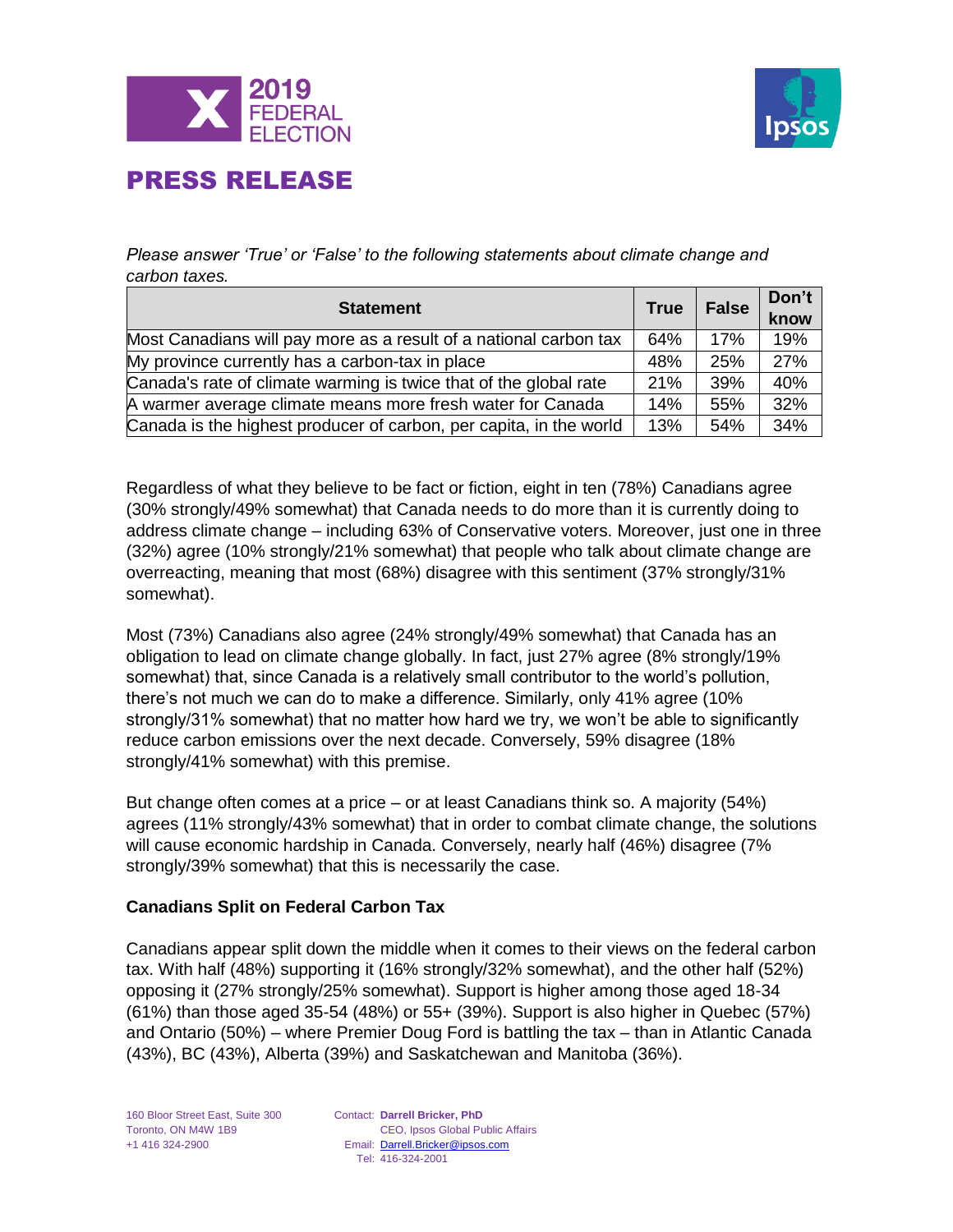*Please answer 'True' or 'False' to the following statements about climate change and carbon taxes.*

| Statement | True | False | Don't know |
|---|---|---|---|
| Most Canadians will pay more as a result of a national carbon tax | 64% | 17% | 19% |
| My province currently has a carbon-tax in place | 48% | 25% | 27% |
| Canada's rate of climate warming is twice that of the global rate | 21% | 39% | 40% |
| A warmer average climate means more fresh water for Canada | 14% | 55% | 32% |
| Canada is the highest producer of carbon, per capita, in the world | 13% | 54% | 34% |

Regardless of what they believe to be fact or fiction, eight in ten (78%) Canadians agree (30% strongly/49% somewhat) that Canada needs to do more than it is currently doing to address climate change – including 63% of Conservative voters. Moreover, just one in three (32%) agree (10% strongly/21% somewhat) that people who talk about climate change are overreacting, meaning that most (68%) disagree with this sentiment (37% strongly/31% somewhat).

Most (73%) Canadians also agree (24% strongly/49% somewhat) that Canada has an obligation to lead on climate change globally. In fact, just 27% agree (8% strongly/19% somewhat) that, since Canada is a relatively small contributor to the world's pollution, there's not much we can do to make a difference. Similarly, only 41% agree (10% strongly/31% somewhat) that no matter how hard we try, we won't be able to significantly reduce carbon emissions over the next decade. Conversely, 59% disagree (18% strongly/41% somewhat) with this premise.

But change often comes at a price – or at least Canadians think so. A majority (54%) agrees (11% strongly/43% somewhat) that in order to combat climate change, the solutions will cause economic hardship in Canada. Conversely, nearly half (46%) disagree (7% strongly/39% somewhat) that this is necessarily the case.

**Canadians Split on Federal Carbon Tax**

Canadians appear split down the middle when it comes to their views on the federal carbon tax. With half (48%) supporting it (16% strongly/32% somewhat), and the other half (52%) opposing it (27% strongly/25% somewhat). Support is higher among those aged 18-34 (61%) than those aged 35-54 (48%) or 55+ (39%). Support is also higher in Quebec (57%) and Ontario (50%) – where Premier Doug Ford is battling the tax – than in Atlantic Canada (43%), BC (43%), Alberta (39%) and Saskatchewan and Manitoba (36%).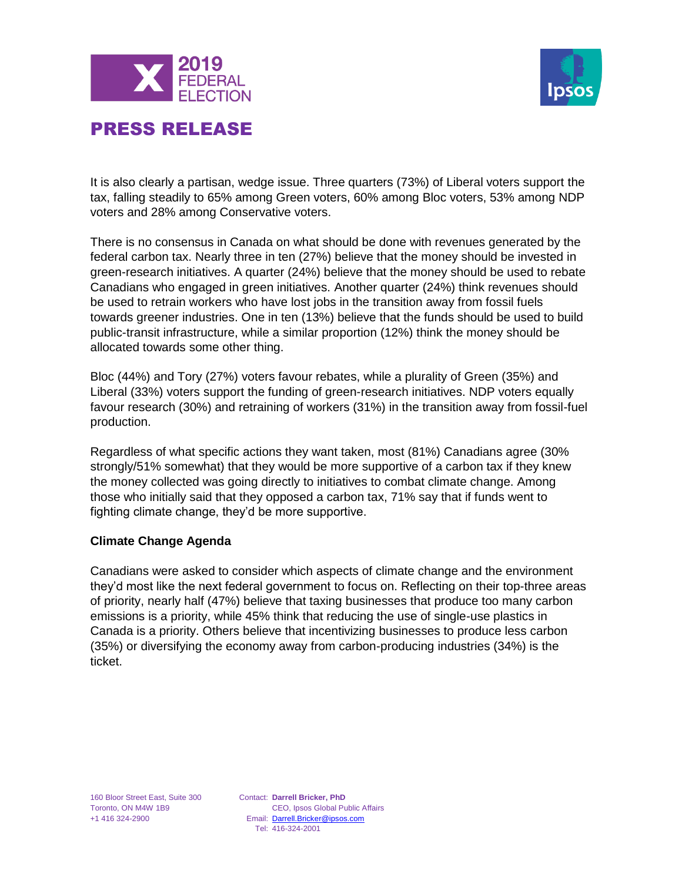It is also clearly a partisan, wedge issue. Three quarters (73%) of Liberal voters support the tax, falling steadily to 65% among Green voters, 60% among Bloc voters, 53% among NDP voters and 28% among Conservative voters.

There is no consensus in Canada on what should be done with revenues generated by the federal carbon tax. Nearly three in ten (27%) believe that the money should be invested in green-research initiatives. A quarter (24%) believe that the money should be used to rebate Canadians who engaged in green initiatives. Another quarter (24%) think revenues should be used to retrain workers who have lost jobs in the transition away from fossil fuels towards greener industries. One in ten (13%) believe that the funds should be used to build public-transit infrastructure, while a similar proportion (12%) think the money should be allocated towards some other thing.

Bloc (44%) and Tory (27%) voters favour rebates, while a plurality of Green (35%) and Liberal (33%) voters support the funding of green-research initiatives. NDP voters equally favour research (30%) and retraining of workers (31%) in the transition away from fossil-fuel production.

Regardless of what specific actions they want taken, most (81%) Canadians agree (30% strongly/51% somewhat) that they would be more supportive of a carbon tax if they knew the money collected was going directly to initiatives to combat climate change. Among those who initially said that they opposed a carbon tax, 71% say that if funds went to fighting climate change, they'd be more supportive.

**Climate Change Agenda**

Canadians were asked to consider which aspects of climate change and the environment they'd most like the next federal government to focus on. Reflecting on their top-three areas of priority, nearly half (47%) believe that taxing businesses that produce too many carbon emissions is a priority, while 45% think that reducing the use of single-use plastics in Canada is a priority. Others believe that incentivizing businesses to produce less carbon (35%) or diversifying the economy away from carbon-producing industries (34%) is the ticket.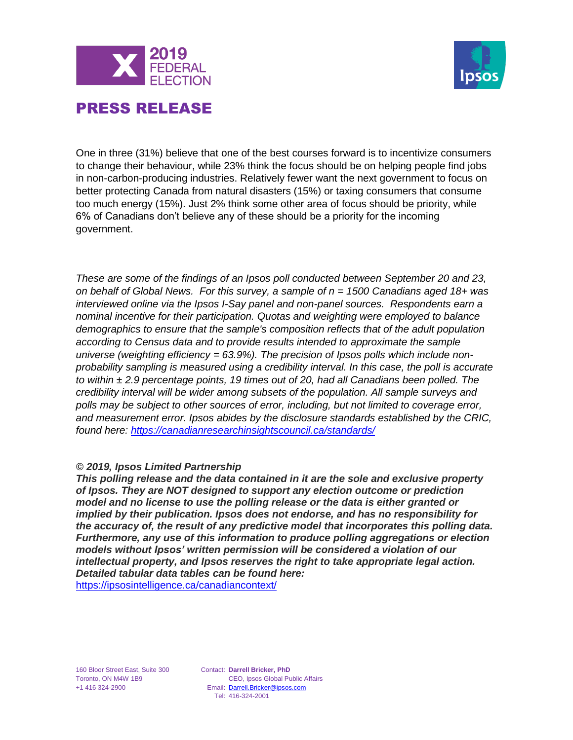# PRESS RELEASE

One in three (31%) believe that one of the best courses forward is to incentivize consumers to change their behaviour, while 23% think the focus should be on helping people find jobs in non-carbon-producing industries. Relatively fewer want the next government to focus on better protecting Canada from natural disasters (15%) or taxing consumers that consume too much energy (15%). Just 2% think some other area of focus should be priority, while 6% of Canadians don't believe any of these should be a priority for the incoming government.

*These are some of the findings of an Ipsos poll conducted between September 20 and 23, on behalf of Global News. For this survey, a sample of n = 1500 Canadians aged 18+ was interviewed online via the Ipsos I-Say panel and non-panel sources. Respondents earn a nominal incentive for their participation. Quotas and weighting were employed to balance demographics to ensure that the sample's composition reflects that of the adult population according to Census data and to provide results intended to approximate the sample universe (weighting efficiency = 63.9%). The precision of Ipsos polls which include non-probability sampling is measured using a credibility interval. In this case, the poll is accurate to within ± 2.9 percentage points, 19 times out of 20, had all Canadians been polled. The credibility interval will be wider among subsets of the population. All sample surveys and polls may be subject to other sources of error, including, but not limited to coverage error, and measurement error. Ipsos abides by the disclosure standards established by the CRIC, found here: https://canadianresearchinsightscouncil.ca/standards/*

***© 2019, Ipsos Limited Partnership***
***This polling release and the data contained in it are the sole and exclusive property of Ipsos. They are NOT designed to support any election outcome or prediction model and no license to use the polling release or the data is either granted or implied by their publication. Ipsos does not endorse, and has no responsibility for the accuracy of, the result of any predictive model that incorporates this polling data. Furthermore, any use of this information to produce polling aggregations or election models without Ipsos' written permission will be considered a violation of our intellectual property, and Ipsos reserves the right to take appropriate legal action. Detailed tabular data tables can be found here:***
https://ipsosintelligence.ca/canadiancontext/

160 Bloor Street East, Suite 300
Toronto, ON M4W 1B9
+1 416 324-2900

Contact: **Darrell Bricker, PhD**
CEO, Ipsos Global Public Affairs
Email: Darrell.Bricker@ipsos.com
Tel: 416-324-2001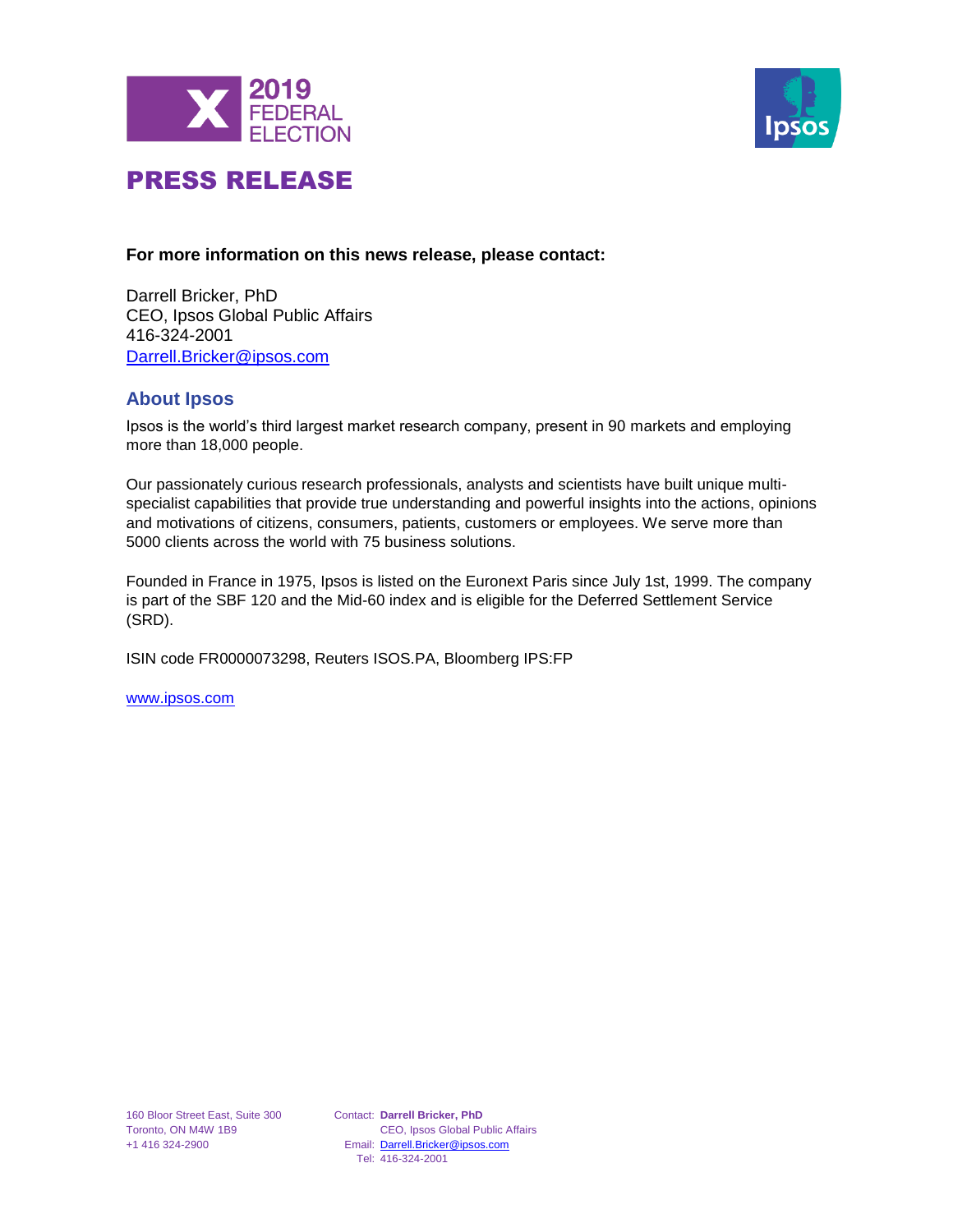# PRESS RELEASE

**For more information on this news release, please contact:**

Darrell Bricker, PhD
CEO, Ipsos Global Public Affairs
416-324-2001
Darrell.Bricker@ipsos.com

## About Ipsos

Ipsos is the world's third largest market research company, present in 90 markets and employing more than 18,000 people.

Our passionately curious research professionals, analysts and scientists have built unique multi-specialist capabilities that provide true understanding and powerful insights into the actions, opinions and motivations of citizens, consumers, patients, customers or employees. We serve more than 5000 clients across the world with 75 business solutions.

Founded in France in 1975, Ipsos is listed on the Euronext Paris since July 1st, 1999. The company is part of the SBF 120 and the Mid-60 index and is eligible for the Deferred Settlement Service (SRD).

ISIN code FR0000073298, Reuters ISOS.PA, Bloomberg IPS:FP

www.ipsos.com